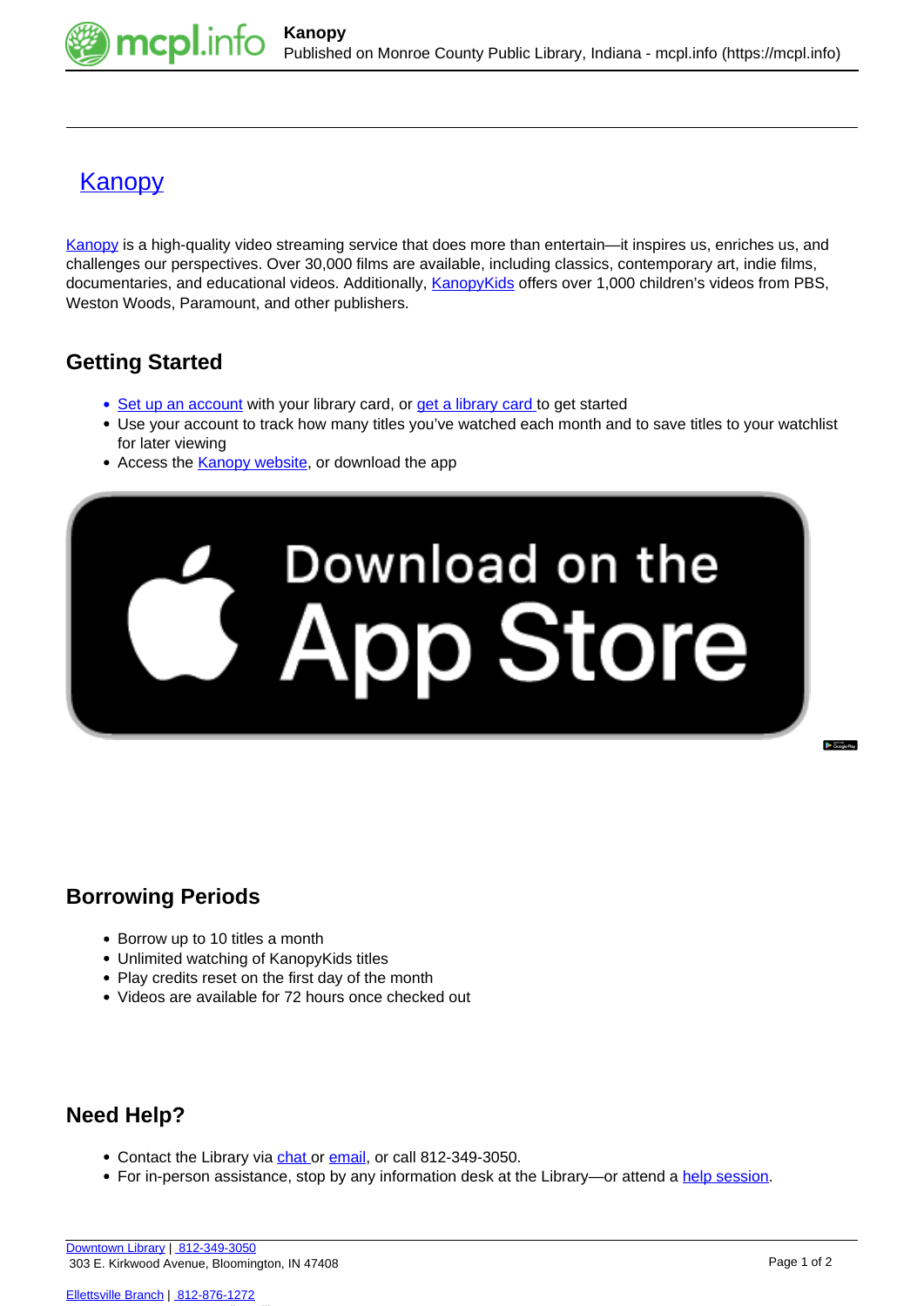# Kanopy

Kanopy is a high-quality video streaming service that does more than entertain—it inspires us, enriches us, and challenges our perspectives. Over 30,000 films are available, including classics, contemporary art, indie films, documentaries, and educational videos. Additionally, KanopyKids offers over 1,000 children's videos from PBS, Weston Woods, Paramount, and other publishers.

## Getting Started

- Set up an account with your library card, or get a library card to get started
- Use your account to track how many titles you've watched each month and to save titles to your watchlist for later viewing
- Access the Kanopy website, or download the app

## Borrowing Periods

- Borrow up to 10 titles a month
- Unlimited watching of KanopyKids titles
- Play credits reset on the first day of the month
- Videos are available for 72 hours once checked out

## Need Help?

- Contact the Library via chat or email, or call 812-349-3050.
- For in-person assistance, stop by any information desk at the Library—or attend a help session.

Downtown Library | 812-349-3050
303 E. Kirkwood Avenue, Bloomington, IN 47408

Ellettsville Branch | 812-876-1272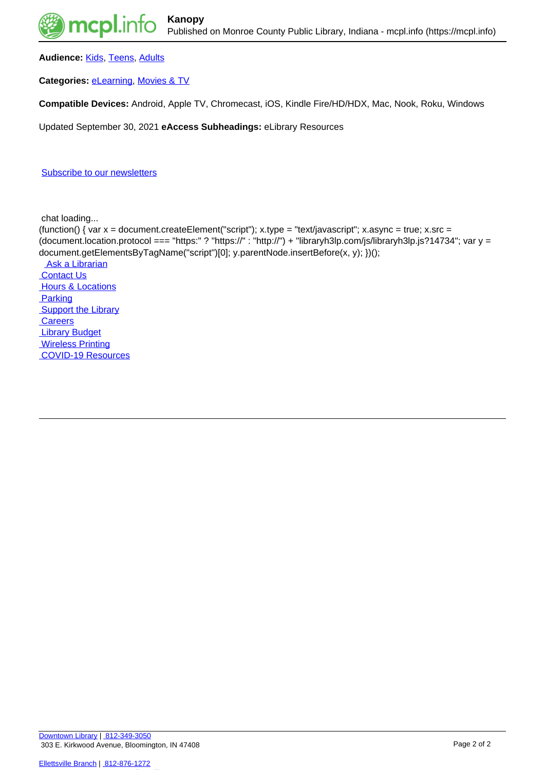**Audience:** Kids, Teens, Adults

**Categories:** eLearning, Movies & TV

**Compatible Devices:** Android, Apple TV, Chromecast, iOS, Kindle Fire/HD/HDX, Mac, Nook, Roku, Windows

Updated September 30, 2021 **eAccess Subheadings:** eLibrary Resources

Subscribe to our newsletters

chat loading...

```
(function() { var x = document.createElement("script"); x.type = "text/javascript"; x.async = true; x.src = (document.location.protocol === "https:" ? "https://" : "http://") + "libraryh3lp.com/js/libraryh3lp.js?14734"; var y = document.getElementsByTagName("script")[0]; y.parentNode.insertBefore(x, y); })();
```

Ask a Librarian
Contact Us
Hours & Locations
Parking
Support the Library
Careers
Library Budget
Wireless Printing
COVID-19 Resources

Downtown Library | 812-349-3050
303 E. Kirkwood Avenue, Bloomington, IN 47408

Ellettsville Branch | 812-876-1272